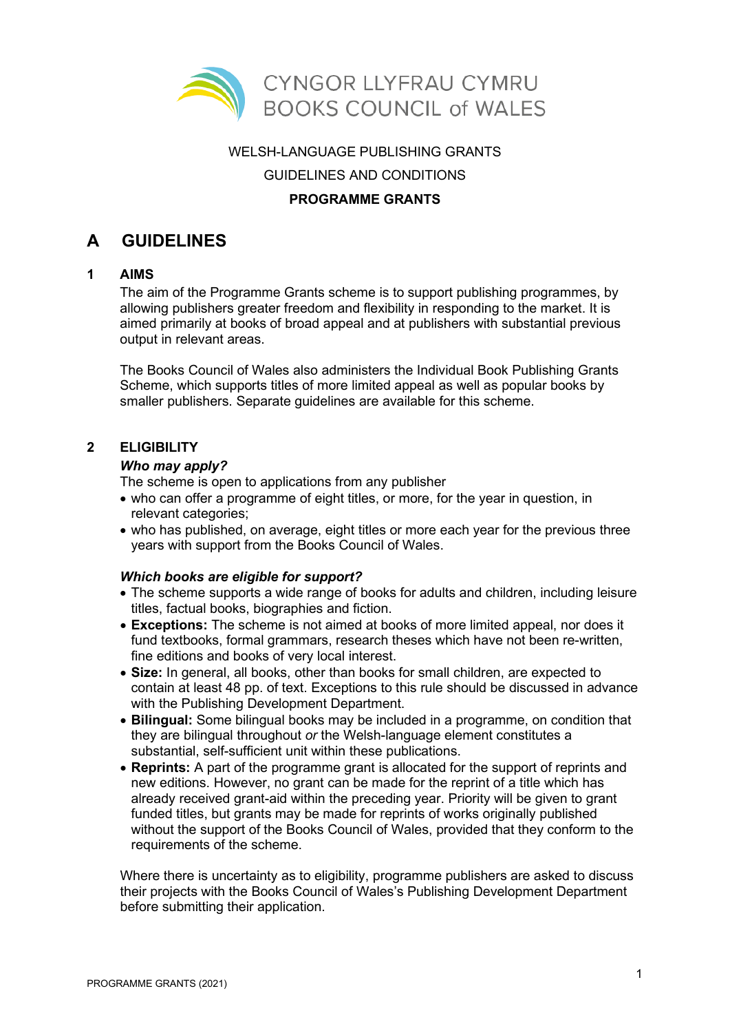CYNGOR LLYFRAU CYMRU
BOOKS COUNCIL of WALES

WELSH-LANGUAGE PUBLISHING GRANTS

GUIDELINES AND CONDITIONS

**PROGRAMME GRANTS**

# A GUIDELINES

## 1 AIMS

The aim of the Programme Grants scheme is to support publishing programmes, by allowing publishers greater freedom and flexibility in responding to the market. It is aimed primarily at books of broad appeal and at publishers with substantial previous output in relevant areas.

The Books Council of Wales also administers the Individual Book Publishing Grants Scheme, which supports titles of more limited appeal as well as popular books by smaller publishers. Separate guidelines are available for this scheme.

## 2 ELIGIBILITY

***Who may apply?***

The scheme is open to applications from any publisher

- who can offer a programme of eight titles, or more, for the year in question, in relevant categories;
- who has published, on average, eight titles or more each year for the previous three years with support from the Books Council of Wales.

***Which books are eligible for support?***

- The scheme supports a wide range of books for adults and children, including leisure titles, factual books, biographies and fiction.
- **Exceptions:** The scheme is not aimed at books of more limited appeal, nor does it fund textbooks, formal grammars, research theses which have not been re-written, fine editions and books of very local interest.
- **Size:** In general, all books, other than books for small children, are expected to contain at least 48 pp. of text. Exceptions to this rule should be discussed in advance with the Publishing Development Department.
- **Bilingual:** Some bilingual books may be included in a programme, on condition that they are bilingual throughout *or* the Welsh-language element constitutes a substantial, self-sufficient unit within these publications.
- **Reprints:** A part of the programme grant is allocated for the support of reprints and new editions. However, no grant can be made for the reprint of a title which has already received grant-aid within the preceding year. Priority will be given to grant funded titles, but grants may be made for reprints of works originally published without the support of the Books Council of Wales, provided that they conform to the requirements of the scheme.

Where there is uncertainty as to eligibility, programme publishers are asked to discuss their projects with the Books Council of Wales's Publishing Development Department before submitting their application.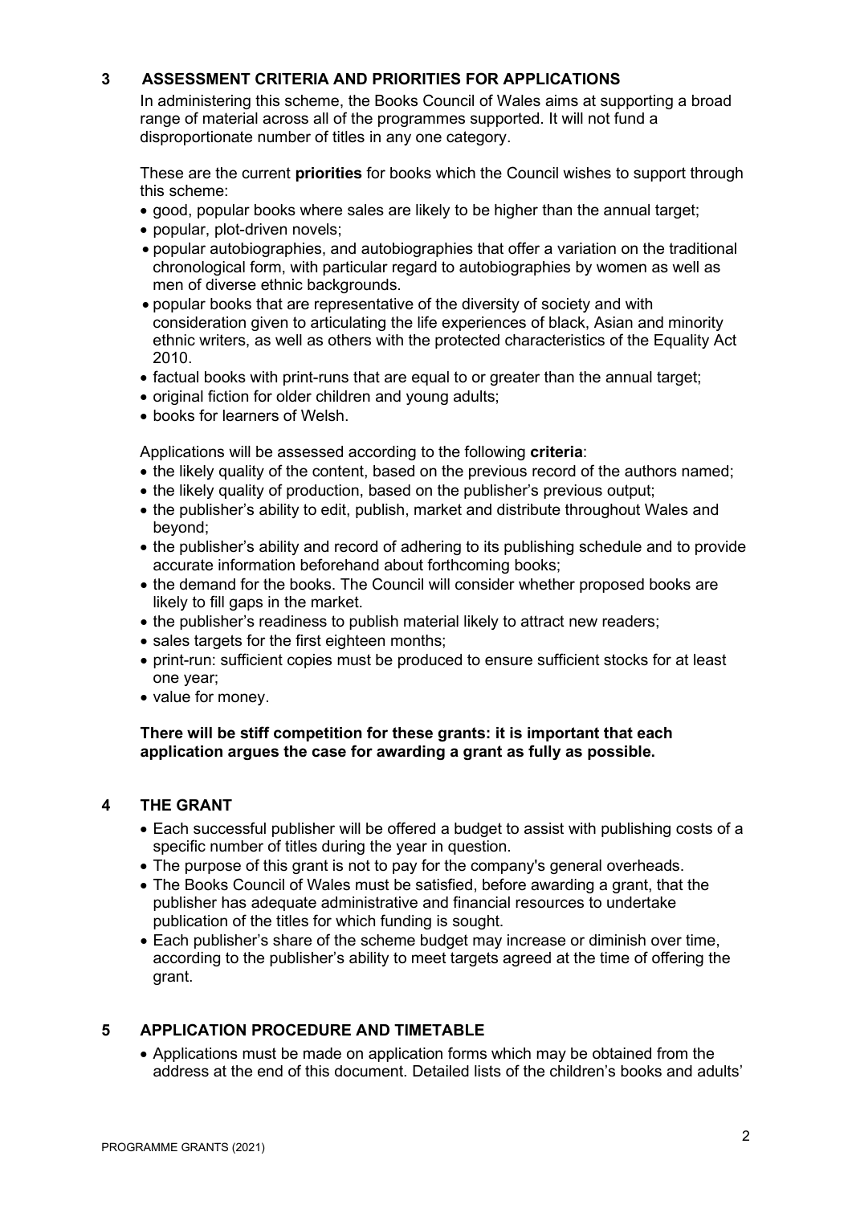## 3 ASSESSMENT CRITERIA AND PRIORITIES FOR APPLICATIONS

In administering this scheme, the Books Council of Wales aims at supporting a broad range of material across all of the programmes supported. It will not fund a disproportionate number of titles in any one category.

These are the current **priorities** for books which the Council wishes to support through this scheme:

- good, popular books where sales are likely to be higher than the annual target;
- popular, plot-driven novels;
- popular autobiographies, and autobiographies that offer a variation on the traditional chronological form, with particular regard to autobiographies by women as well as men of diverse ethnic backgrounds.
- popular books that are representative of the diversity of society and with consideration given to articulating the life experiences of black, Asian and minority ethnic writers, as well as others with the protected characteristics of the Equality Act 2010.
- factual books with print-runs that are equal to or greater than the annual target;
- original fiction for older children and young adults;
- books for learners of Welsh.

Applications will be assessed according to the following **criteria**:

- the likely quality of the content, based on the previous record of the authors named;
- the likely quality of production, based on the publisher's previous output;
- the publisher's ability to edit, publish, market and distribute throughout Wales and beyond;
- the publisher's ability and record of adhering to its publishing schedule and to provide accurate information beforehand about forthcoming books;
- the demand for the books. The Council will consider whether proposed books are likely to fill gaps in the market.
- the publisher's readiness to publish material likely to attract new readers;
- sales targets for the first eighteen months;
- print-run: sufficient copies must be produced to ensure sufficient stocks for at least one year;
- value for money.

**There will be stiff competition for these grants: it is important that each application argues the case for awarding a grant as fully as possible.**

## 4 THE GRANT

- Each successful publisher will be offered a budget to assist with publishing costs of a specific number of titles during the year in question.
- The purpose of this grant is not to pay for the company's general overheads.
- The Books Council of Wales must be satisfied, before awarding a grant, that the publisher has adequate administrative and financial resources to undertake publication of the titles for which funding is sought.
- Each publisher's share of the scheme budget may increase or diminish over time, according to the publisher's ability to meet targets agreed at the time of offering the grant.

## 5 APPLICATION PROCEDURE AND TIMETABLE

- Applications must be made on application forms which may be obtained from the address at the end of this document. Detailed lists of the children's books and adults'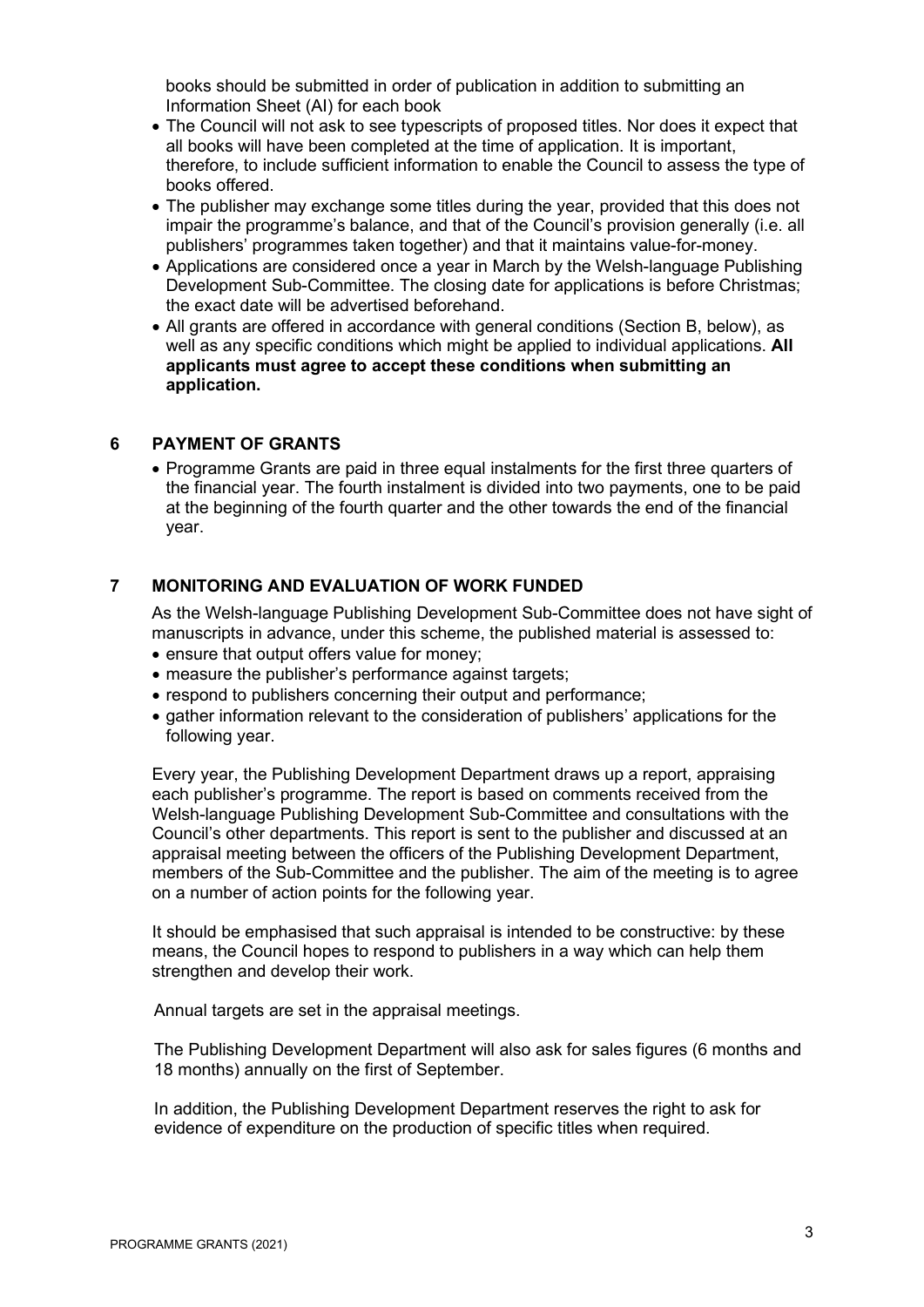books should be submitted in order of publication in addition to submitting an Information Sheet (AI) for each book

- The Council will not ask to see typescripts of proposed titles. Nor does it expect that all books will have been completed at the time of application. It is important, therefore, to include sufficient information to enable the Council to assess the type of books offered.
- The publisher may exchange some titles during the year, provided that this does not impair the programme's balance, and that of the Council's provision generally (i.e. all publishers' programmes taken together) and that it maintains value-for-money.
- Applications are considered once a year in March by the Welsh-language Publishing Development Sub-Committee. The closing date for applications is before Christmas; the exact date will be advertised beforehand.
- All grants are offered in accordance with general conditions (Section B, below), as well as any specific conditions which might be applied to individual applications. **All applicants must agree to accept these conditions when submitting an application.**

## 6 PAYMENT OF GRANTS

- Programme Grants are paid in three equal instalments for the first three quarters of the financial year. The fourth instalment is divided into two payments, one to be paid at the beginning of the fourth quarter and the other towards the end of the financial year.

## 7 MONITORING AND EVALUATION OF WORK FUNDED

As the Welsh-language Publishing Development Sub-Committee does not have sight of manuscripts in advance, under this scheme, the published material is assessed to:

- ensure that output offers value for money;
- measure the publisher's performance against targets;
- respond to publishers concerning their output and performance;
- gather information relevant to the consideration of publishers' applications for the following year.

Every year, the Publishing Development Department draws up a report, appraising each publisher's programme. The report is based on comments received from the Welsh-language Publishing Development Sub-Committee and consultations with the Council's other departments. This report is sent to the publisher and discussed at an appraisal meeting between the officers of the Publishing Development Department, members of the Sub-Committee and the publisher. The aim of the meeting is to agree on a number of action points for the following year.

It should be emphasised that such appraisal is intended to be constructive: by these means, the Council hopes to respond to publishers in a way which can help them strengthen and develop their work.

Annual targets are set in the appraisal meetings.

The Publishing Development Department will also ask for sales figures (6 months and 18 months) annually on the first of September.

In addition, the Publishing Development Department reserves the right to ask for evidence of expenditure on the production of specific titles when required.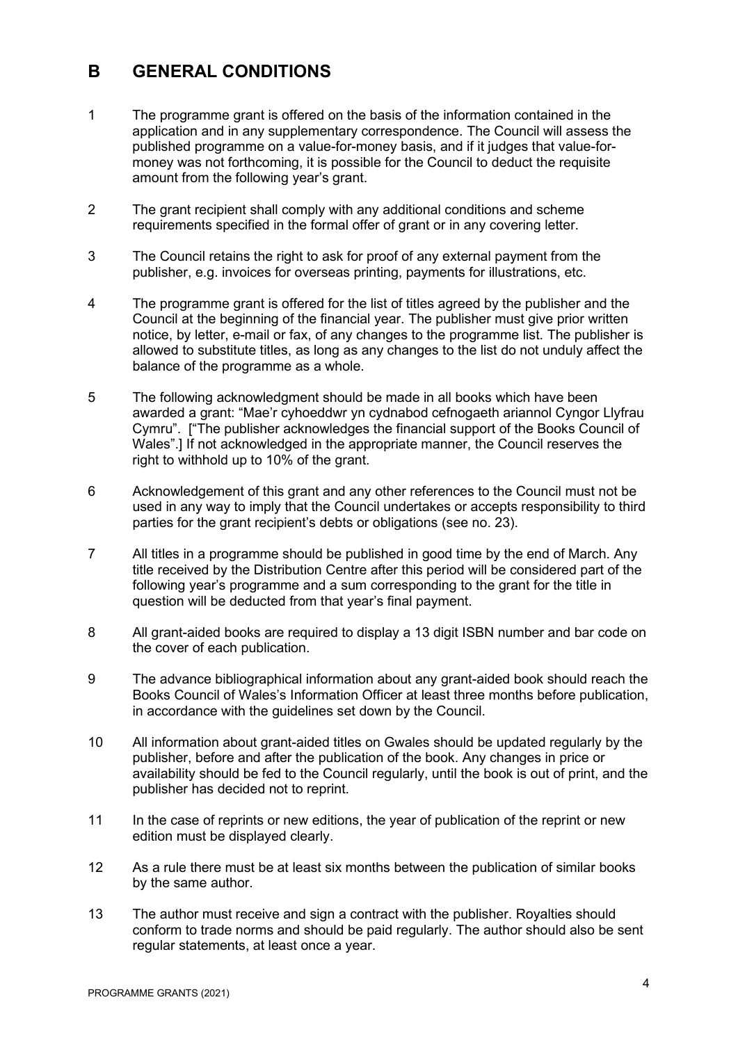## B GENERAL CONDITIONS

1. The programme grant is offered on the basis of the information contained in the application and in any supplementary correspondence. The Council will assess the published programme on a value-for-money basis, and if it judges that value-for-money was not forthcoming, it is possible for the Council to deduct the requisite amount from the following year's grant.

2. The grant recipient shall comply with any additional conditions and scheme requirements specified in the formal offer of grant or in any covering letter.

3. The Council retains the right to ask for proof of any external payment from the publisher, e.g. invoices for overseas printing, payments for illustrations, etc.

4. The programme grant is offered for the list of titles agreed by the publisher and the Council at the beginning of the financial year. The publisher must give prior written notice, by letter, e-mail or fax, of any changes to the programme list. The publisher is allowed to substitute titles, as long as any changes to the list do not unduly affect the balance of the programme as a whole.

5. The following acknowledgment should be made in all books which have been awarded a grant: "Mae'r cyhoeddwr yn cydnabod cefnogaeth ariannol Cyngor Llyfrau Cymru". ["The publisher acknowledges the financial support of the Books Council of Wales".] If not acknowledged in the appropriate manner, the Council reserves the right to withhold up to 10% of the grant.

6. Acknowledgement of this grant and any other references to the Council must not be used in any way to imply that the Council undertakes or accepts responsibility to third parties for the grant recipient's debts or obligations (see no. 23).

7. All titles in a programme should be published in good time by the end of March. Any title received by the Distribution Centre after this period will be considered part of the following year's programme and a sum corresponding to the grant for the title in question will be deducted from that year's final payment.

8. All grant-aided books are required to display a 13 digit ISBN number and bar code on the cover of each publication.

9. The advance bibliographical information about any grant-aided book should reach the Books Council of Wales's Information Officer at least three months before publication, in accordance with the guidelines set down by the Council.

10. All information about grant-aided titles on Gwales should be updated regularly by the publisher, before and after the publication of the book. Any changes in price or availability should be fed to the Council regularly, until the book is out of print, and the publisher has decided not to reprint.

11. In the case of reprints or new editions, the year of publication of the reprint or new edition must be displayed clearly.

12. As a rule there must be at least six months between the publication of similar books by the same author.

13. The author must receive and sign a contract with the publisher. Royalties should conform to trade norms and should be paid regularly. The author should also be sent regular statements, at least once a year.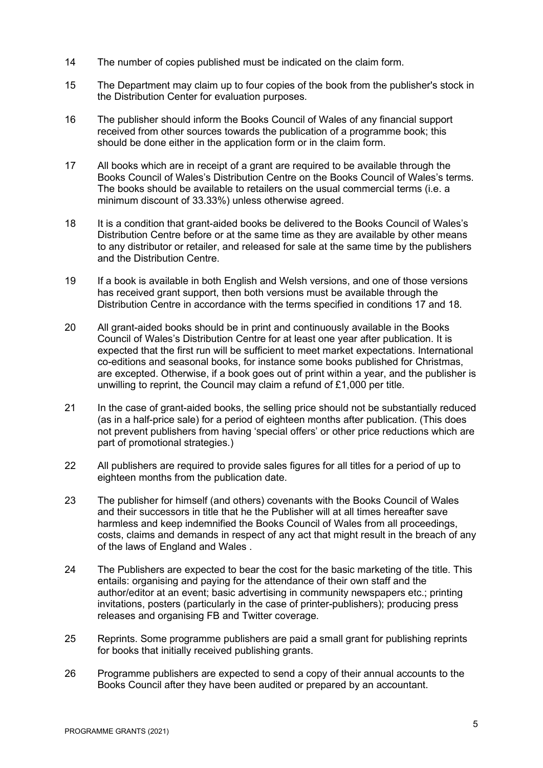14 The number of copies published must be indicated on the claim form.

15 The Department may claim up to four copies of the book from the publisher's stock in the Distribution Center for evaluation purposes.

16 The publisher should inform the Books Council of Wales of any financial support received from other sources towards the publication of a programme book; this should be done either in the application form or in the claim form.

17 All books which are in receipt of a grant are required to be available through the Books Council of Wales's Distribution Centre on the Books Council of Wales's terms. The books should be available to retailers on the usual commercial terms (i.e. a minimum discount of 33.33%) unless otherwise agreed.

18 It is a condition that grant-aided books be delivered to the Books Council of Wales's Distribution Centre before or at the same time as they are available by other means to any distributor or retailer, and released for sale at the same time by the publishers and the Distribution Centre.

19 If a book is available in both English and Welsh versions, and one of those versions has received grant support, then both versions must be available through the Distribution Centre in accordance with the terms specified in conditions 17 and 18.

20 All grant-aided books should be in print and continuously available in the Books Council of Wales's Distribution Centre for at least one year after publication. It is expected that the first run will be sufficient to meet market expectations. International co-editions and seasonal books, for instance some books published for Christmas, are excepted. Otherwise, if a book goes out of print within a year, and the publisher is unwilling to reprint, the Council may claim a refund of £1,000 per title.

21 In the case of grant-aided books, the selling price should not be substantially reduced (as in a half-price sale) for a period of eighteen months after publication. (This does not prevent publishers from having 'special offers' or other price reductions which are part of promotional strategies.)

22 All publishers are required to provide sales figures for all titles for a period of up to eighteen months from the publication date.

23 The publisher for himself (and others) covenants with the Books Council of Wales and their successors in title that he the Publisher will at all times hereafter save harmless and keep indemnified the Books Council of Wales from all proceedings, costs, claims and demands in respect of any act that might result in the breach of any of the laws of England and Wales .

24 The Publishers are expected to bear the cost for the basic marketing of the title. This entails: organising and paying for the attendance of their own staff and the author/editor at an event; basic advertising in community newspapers etc.; printing invitations, posters (particularly in the case of printer-publishers); producing press releases and organising FB and Twitter coverage.

25 Reprints. Some programme publishers are paid a small grant for publishing reprints for books that initially received publishing grants.

26 Programme publishers are expected to send a copy of their annual accounts to the Books Council after they have been audited or prepared by an accountant.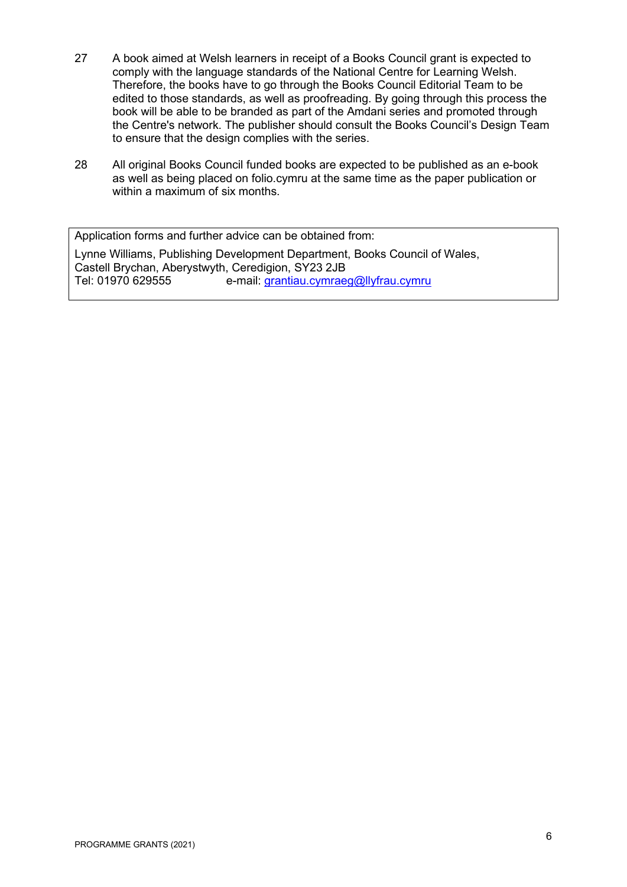27 A book aimed at Welsh learners in receipt of a Books Council grant is expected to comply with the language standards of the National Centre for Learning Welsh. Therefore, the books have to go through the Books Council Editorial Team to be edited to those standards, as well as proofreading. By going through this process the book will be able to be branded as part of the Amdani series and promoted through the Centre's network. The publisher should consult the Books Council's Design Team to ensure that the design complies with the series.

28 All original Books Council funded books are expected to be published as an e-book as well as being placed on folio.cymru at the same time as the paper publication or within a maximum of six months.

Application forms and further advice can be obtained from:

Lynne Williams, Publishing Development Department, Books Council of Wales,
Castell Brychan, Aberystwyth, Ceredigion, SY23 2JB
Tel: 01970 629555 e-mail: grantiau.cymraeg@llyfrau.cymru